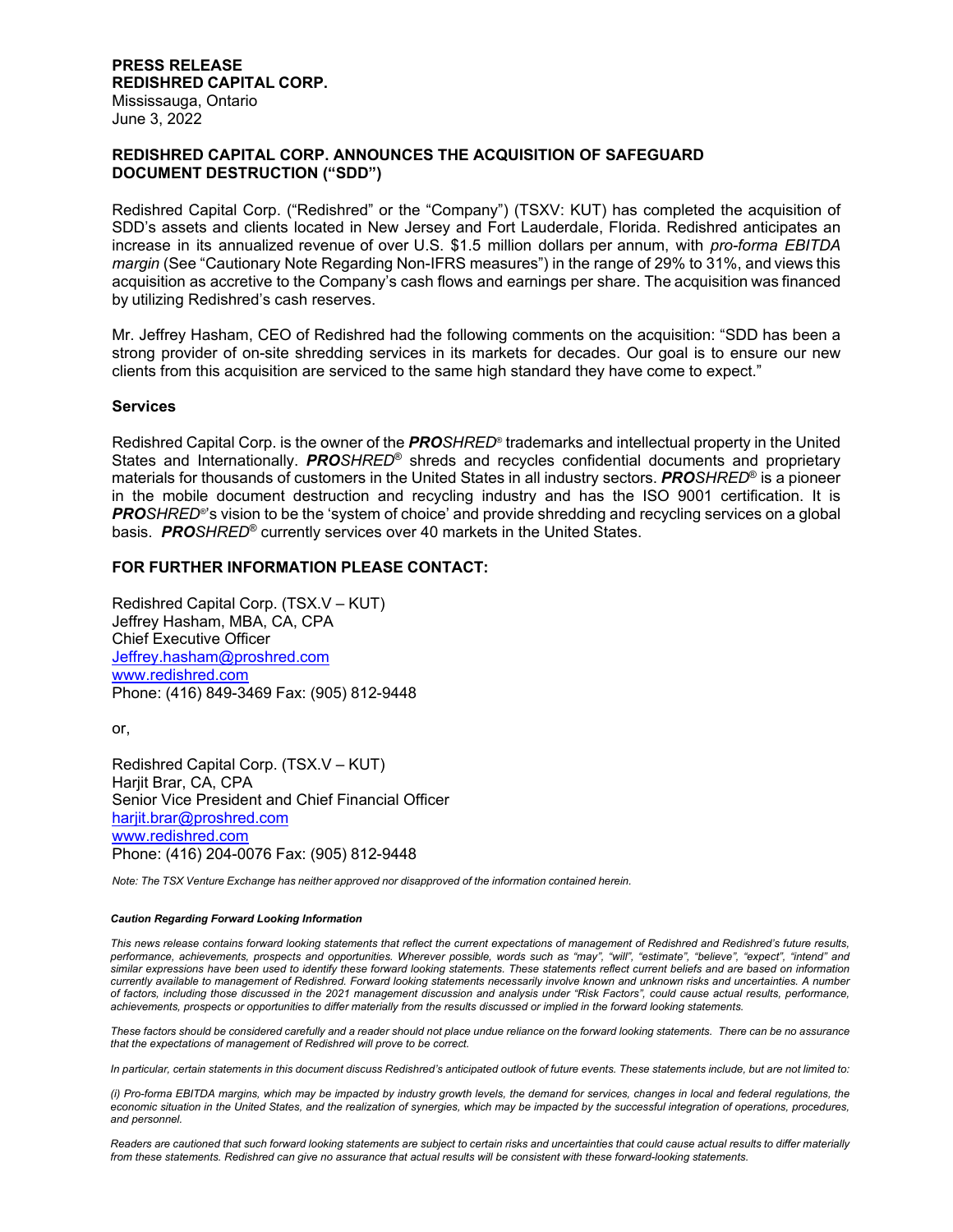**PRESS RELEASE**
**REDISHRED CAPITAL CORP.**
Mississauga, Ontario
June 3, 2022

## REDISHRED CAPITAL CORP. ANNOUNCES THE ACQUISITION OF SAFEGUARD DOCUMENT DESTRUCTION ("SDD")

Redishred Capital Corp. ("Redishred" or the "Company") (TSXV: KUT) has completed the acquisition of SDD's assets and clients located in New Jersey and Fort Lauderdale, Florida. Redishred anticipates an increase in its annualized revenue of over U.S. $1.5 million dollars per annum, with *pro-forma EBITDA margin* (See "Cautionary Note Regarding Non-IFRS measures") in the range of 29% to 31%, and views this acquisition as accretive to the Company's cash flows and earnings per share. The acquisition was financed by utilizing Redishred's cash reserves.

Mr. Jeffrey Hasham, CEO of Redishred had the following comments on the acquisition: "SDD has been a strong provider of on-site shredding services in its markets for decades. Our goal is to ensure our new clients from this acquisition are serviced to the same high standard they have come to expect."

### Services

Redishred Capital Corp. is the owner of the ***PRO****SHRED*® trademarks and intellectual property in the United States and Internationally. ***PRO****SHRED*® shreds and recycles confidential documents and proprietary materials for thousands of customers in the United States in all industry sectors. ***PRO****SHRED*® is a pioneer in the mobile document destruction and recycling industry and has the ISO 9001 certification. It is ***PRO****SHRED*®'s vision to be the 'system of choice' and provide shredding and recycling services on a global basis. ***PRO****SHRED*® currently services over 40 markets in the United States.

### FOR FURTHER INFORMATION PLEASE CONTACT:

Redishred Capital Corp. (TSX.V – KUT)
Jeffrey Hasham, MBA, CA, CPA
Chief Executive Officer
Jeffrey.hasham@proshred.com
www.redishred.com
Phone: (416) 849-3469 Fax: (905) 812-9448

or,

Redishred Capital Corp. (TSX.V – KUT)
Harjit Brar, CA, CPA
Senior Vice President and Chief Financial Officer
harjit.brar@proshred.com
www.redishred.com
Phone: (416) 204-0076 Fax: (905) 812-9448

*Note: The TSX Venture Exchange has neither approved nor disapproved of the information contained herein.*

***Caution Regarding Forward Looking Information***

*This news release contains forward looking statements that reflect the current expectations of management of Redishred and Redishred's future results, performance, achievements, prospects and opportunities. Wherever possible, words such as "may", "will", "estimate", "believe", "expect", "intend" and similar expressions have been used to identify these forward looking statements. These statements reflect current beliefs and are based on information currently available to management of Redishred. Forward looking statements necessarily involve known and unknown risks and uncertainties. A number of factors, including those discussed in the 2021 management discussion and analysis under "Risk Factors", could cause actual results, performance, achievements, prospects or opportunities to differ materially from the results discussed or implied in the forward looking statements.*

*These factors should be considered carefully and a reader should not place undue reliance on the forward looking statements. There can be no assurance that the expectations of management of Redishred will prove to be correct.*

*In particular, certain statements in this document discuss Redishred's anticipated outlook of future events. These statements include, but are not limited to:*

*(i) Pro-forma EBITDA margins, which may be impacted by industry growth levels, the demand for services, changes in local and federal regulations, the economic situation in the United States, and the realization of synergies, which may be impacted by the successful integration of operations, procedures, and personnel.*

*Readers are cautioned that such forward looking statements are subject to certain risks and uncertainties that could cause actual results to differ materially from these statements. Redishred can give no assurance that actual results will be consistent with these forward-looking statements.*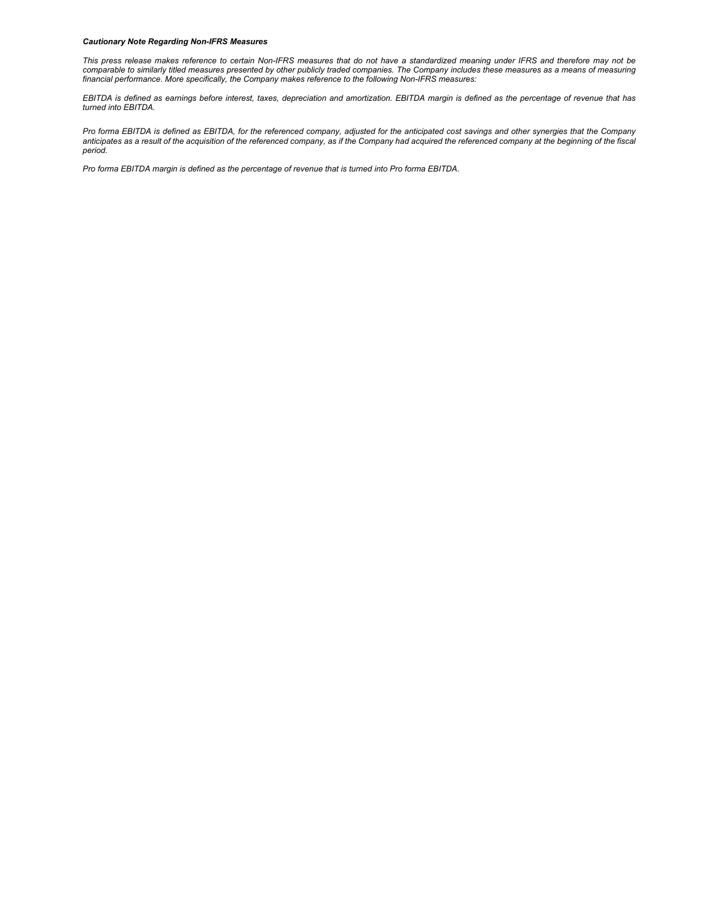***Cautionary Note Regarding Non-IFRS Measures***

*This press release makes reference to certain Non-IFRS measures that do not have a standardized meaning under IFRS and therefore may not be comparable to similarly titled measures presented by other publicly traded companies. The Company includes these measures as a means of measuring financial performance. More specifically, the Company makes reference to the following Non-IFRS measures:*

*EBITDA is defined as earnings before interest, taxes, depreciation and amortization. EBITDA margin is defined as the percentage of revenue that has turned into EBITDA.*

*Pro forma EBITDA is defined as EBITDA, for the referenced company, adjusted for the anticipated cost savings and other synergies that the Company anticipates as a result of the acquisition of the referenced company, as if the Company had acquired the referenced company at the beginning of the fiscal period.*

*Pro forma EBITDA margin is defined as the percentage of revenue that is turned into Pro forma EBITDA.*